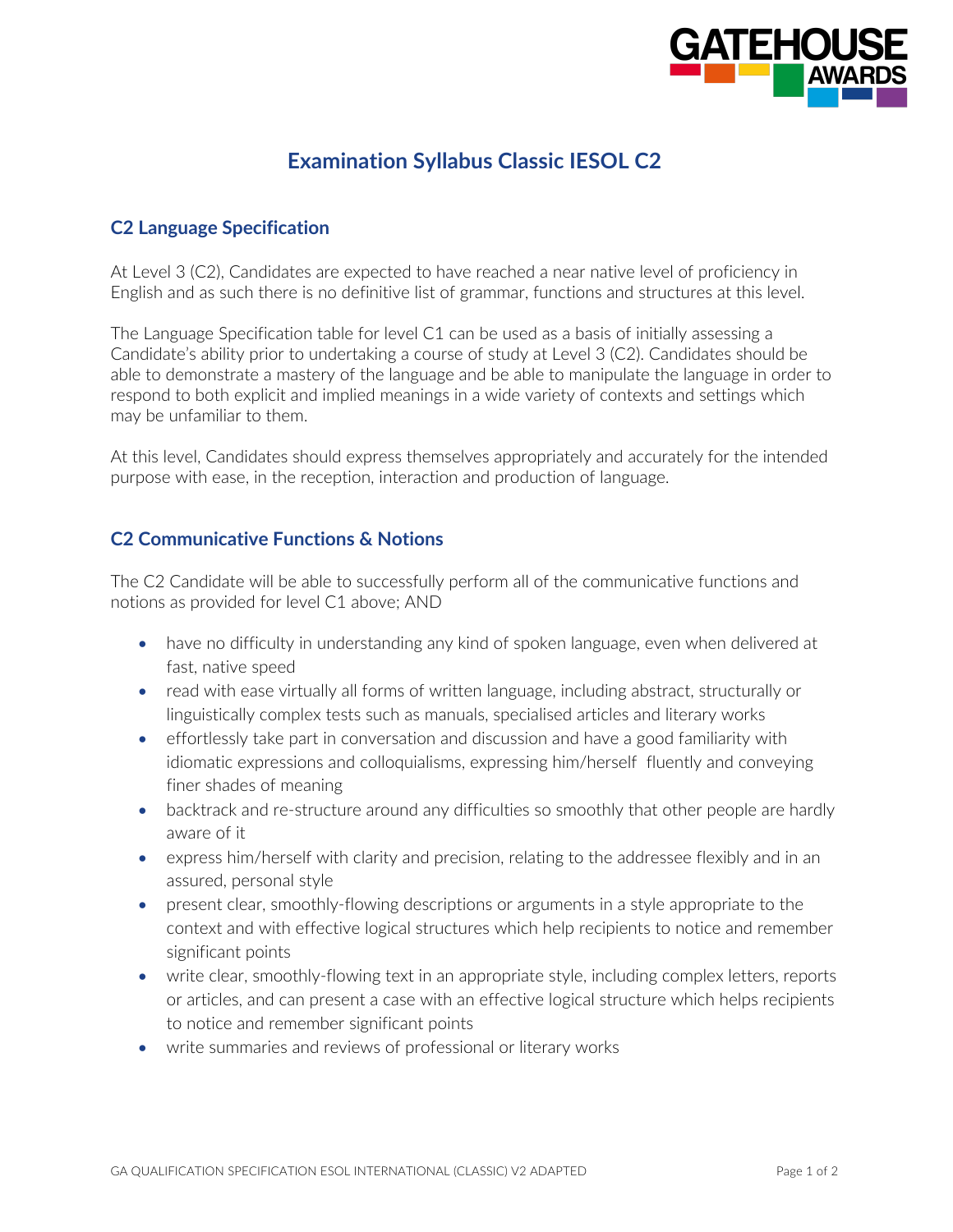# Examination Syllabus Classic IESOL C2

## C2 Language Specification

At Level 3 (C2), Candidates are expected to have reached a near native level of proficiency in English and as such there is no definitive list of grammar, functions and structures at this level.

The Language Specification table for level C1 can be used as a basis of initially assessing a Candidate's ability prior to undertaking a course of study at Level 3 (C2). Candidates should be able to demonstrate a mastery of the language and be able to manipulate the language in order to respond to both explicit and implied meanings in a wide variety of contexts and settings which may be unfamiliar to them.

At this level, Candidates should express themselves appropriately and accurately for the intended purpose with ease, in the reception, interaction and production of language.

## C2 Communicative Functions & Notions

The C2 Candidate will be able to successfully perform all of the communicative functions and notions as provided for level C1 above; AND

- have no difficulty in understanding any kind of spoken language, even when delivered at fast, native speed
- read with ease virtually all forms of written language, including abstract, structurally or linguistically complex tests such as manuals, specialised articles and literary works
- effortlessly take part in conversation and discussion and have a good familiarity with idiomatic expressions and colloquialisms, expressing him/herself fluently and conveying finer shades of meaning
- backtrack and re-structure around any difficulties so smoothly that other people are hardly aware of it
- express him/herself with clarity and precision, relating to the addressee flexibly and in an assured, personal style
- present clear, smoothly-flowing descriptions or arguments in a style appropriate to the context and with effective logical structures which help recipients to notice and remember significant points
- write clear, smoothly-flowing text in an appropriate style, including complex letters, reports or articles, and can present a case with an effective logical structure which helps recipients to notice and remember significant points
- write summaries and reviews of professional or literary works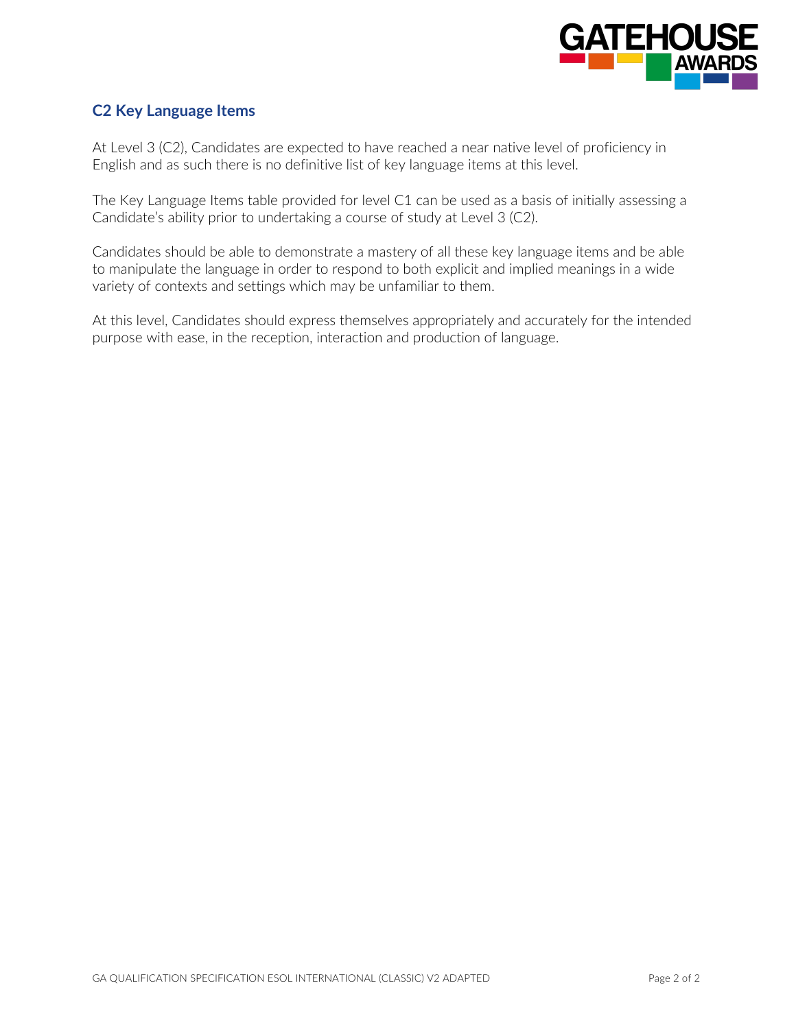## C2 Key Language Items

At Level 3 (C2), Candidates are expected to have reached a near native level of proficiency in English and as such there is no definitive list of key language items at this level.

The Key Language Items table provided for level C1 can be used as a basis of initially assessing a Candidate's ability prior to undertaking a course of study at Level 3 (C2).

Candidates should be able to demonstrate a mastery of all these key language items and be able to manipulate the language in order to respond to both explicit and implied meanings in a wide variety of contexts and settings which may be unfamiliar to them.

At this level, Candidates should express themselves appropriately and accurately for the intended purpose with ease, in the reception, interaction and production of language.